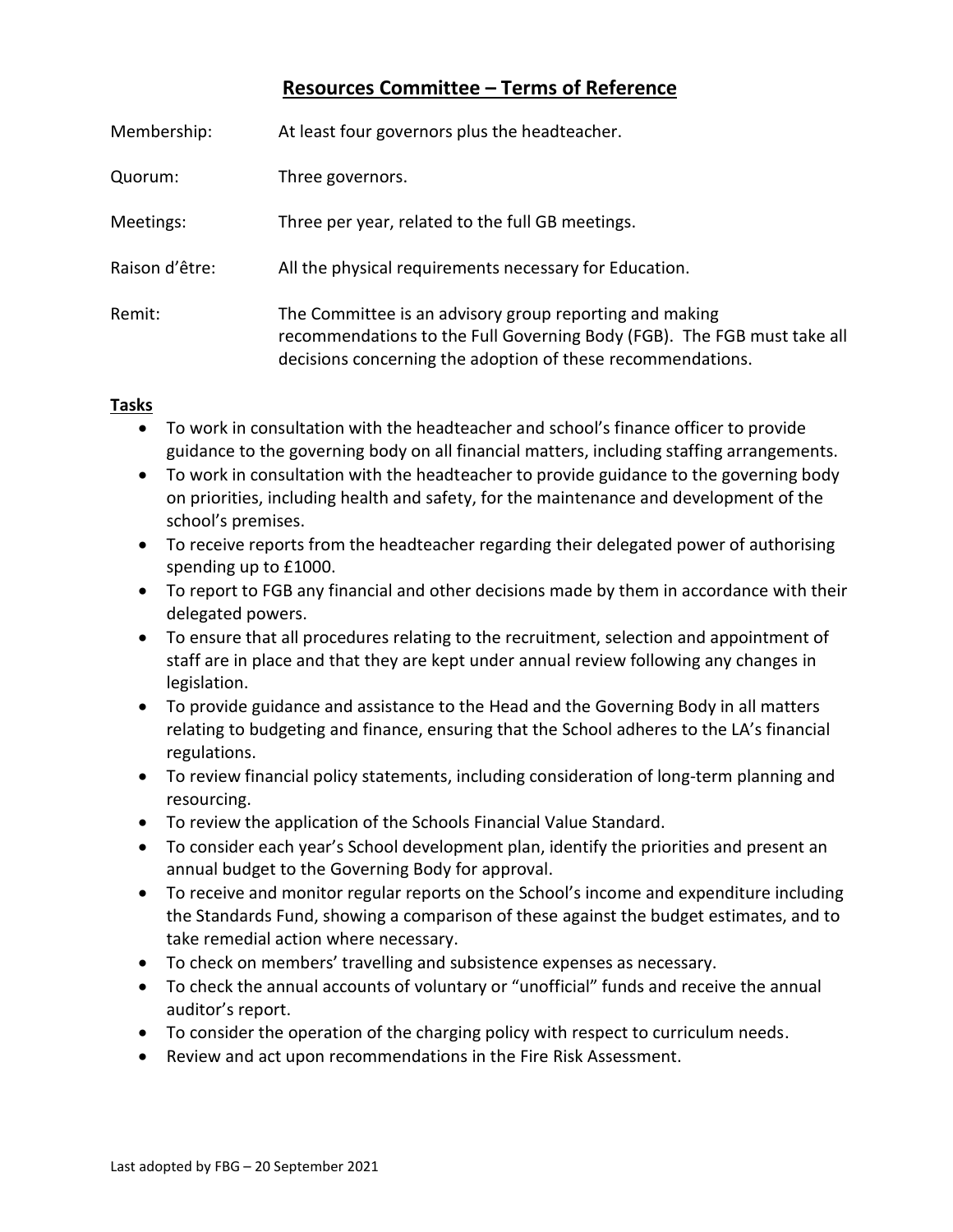# Resources Committee – Terms of Reference

Membership: At least four governors plus the headteacher.

Quorum: Three governors.

Meetings: Three per year, related to the full GB meetings.

Raison d'être: All the physical requirements necessary for Education.

Remit: The Committee is an advisory group reporting and making recommendations to the Full Governing Body (FGB). The FGB must take all decisions concerning the adoption of these recommendations.

**Tasks**

- To work in consultation with the headteacher and school's finance officer to provide guidance to the governing body on all financial matters, including staffing arrangements.
- To work in consultation with the headteacher to provide guidance to the governing body on priorities, including health and safety, for the maintenance and development of the school's premises.
- To receive reports from the headteacher regarding their delegated power of authorising spending up to £1000.
- To report to FGB any financial and other decisions made by them in accordance with their delegated powers.
- To ensure that all procedures relating to the recruitment, selection and appointment of staff are in place and that they are kept under annual review following any changes in legislation.
- To provide guidance and assistance to the Head and the Governing Body in all matters relating to budgeting and finance, ensuring that the School adheres to the LA's financial regulations.
- To review financial policy statements, including consideration of long-term planning and resourcing.
- To review the application of the Schools Financial Value Standard.
- To consider each year's School development plan, identify the priorities and present an annual budget to the Governing Body for approval.
- To receive and monitor regular reports on the School's income and expenditure including the Standards Fund, showing a comparison of these against the budget estimates, and to take remedial action where necessary.
- To check on members' travelling and subsistence expenses as necessary.
- To check the annual accounts of voluntary or "unofficial" funds and receive the annual auditor's report.
- To consider the operation of the charging policy with respect to curriculum needs.
- Review and act upon recommendations in the Fire Risk Assessment.

Last adopted by FBG – 20 September 2021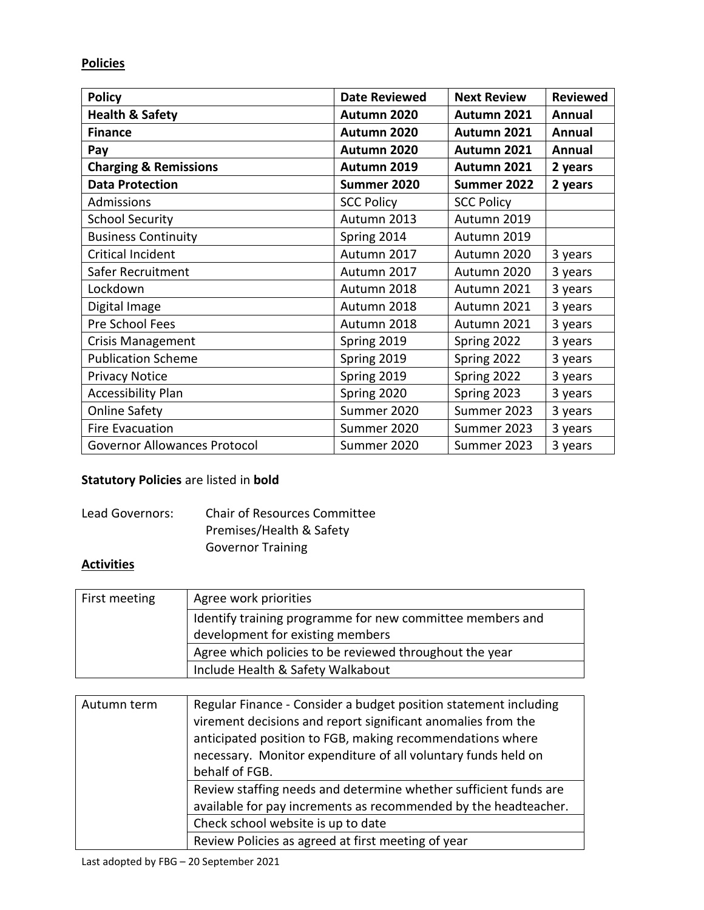**Policies**

| **Policy** | **Date Reviewed** | **Next Review** | **Reviewed** |
|---|---|---|---|
| **Health & Safety** | **Autumn 2020** | **Autumn 2021** | **Annual** |
| **Finance** | **Autumn 2020** | **Autumn 2021** | **Annual** |
| **Pay** | **Autumn 2020** | **Autumn 2021** | **Annual** |
| **Charging & Remissions** | **Autumn 2019** | **Autumn 2021** | **2 years** |
| **Data Protection** | **Summer 2020** | **Summer 2022** | **2 years** |
| Admissions | SCC Policy | SCC Policy | |
| School Security | Autumn 2013 | Autumn 2019 | |
| Business Continuity | Spring 2014 | Autumn 2019 | |
| Critical Incident | Autumn 2017 | Autumn 2020 | 3 years |
| Safer Recruitment | Autumn 2017 | Autumn 2020 | 3 years |
| Lockdown | Autumn 2018 | Autumn 2021 | 3 years |
| Digital Image | Autumn 2018 | Autumn 2021 | 3 years |
| Pre School Fees | Autumn 2018 | Autumn 2021 | 3 years |
| Crisis Management | Spring 2019 | Spring 2022 | 3 years |
| Publication Scheme | Spring 2019 | Spring 2022 | 3 years |
| Privacy Notice | Spring 2019 | Spring 2022 | 3 years |
| Accessibility Plan | Spring 2020 | Spring 2023 | 3 years |
| Online Safety | Summer 2020 | Summer 2023 | 3 years |
| Fire Evacuation | Summer 2020 | Summer 2023 | 3 years |
| Governor Allowances Protocol | Summer 2020 | Summer 2023 | 3 years |

**Statutory Policies** are listed in **bold**

Lead Governors: Chair of Resources Committee
Premises/Health & Safety
Governor Training

**Activities**

| | |
|---|---|
| First meeting | Agree work priorities |
| | Identify training programme for new committee members and development for existing members |
| | Agree which policies to be reviewed throughout the year |
| | Include Health & Safety Walkabout |

| | |
|---|---|
| Autumn term | Regular Finance - Consider a budget position statement including virement decisions and report significant anomalies from the anticipated position to FGB, making recommendations where necessary. Monitor expenditure of all voluntary funds held on behalf of FGB. |
| | Review staffing needs and determine whether sufficient funds are available for pay increments as recommended by the headteacher. |
| | Check school website is up to date |
| | Review Policies as agreed at first meeting of year |

Last adopted by FBG – 20 September 2021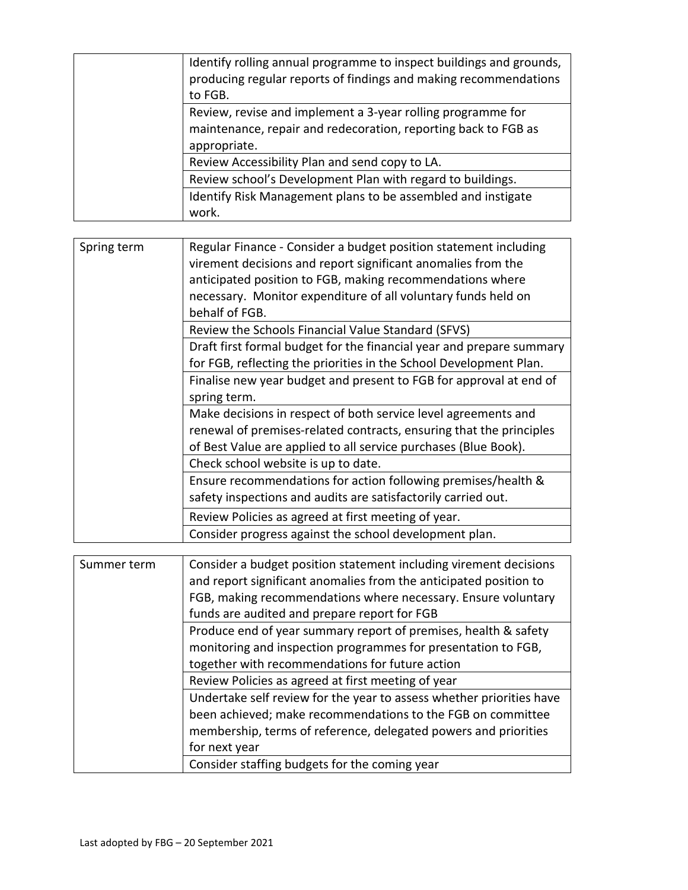| | |
|---|---|
| | Identify rolling annual programme to inspect buildings and grounds, producing regular reports of findings and making recommendations to FGB. |
| | Review, revise and implement a 3-year rolling programme for maintenance, repair and redecoration, reporting back to FGB as appropriate. |
| | Review Accessibility Plan and send copy to LA. |
| | Review school's Development Plan with regard to buildings. |
| | Identify Risk Management plans to be assembled and instigate work. |

| | |
|---|---|
| Spring term | Regular Finance - Consider a budget position statement including virement decisions and report significant anomalies from the anticipated position to FGB, making recommendations where necessary. Monitor expenditure of all voluntary funds held on behalf of FGB. |
| | Review the Schools Financial Value Standard (SFVS) |
| | Draft first formal budget for the financial year and prepare summary for FGB, reflecting the priorities in the School Development Plan. |
| | Finalise new year budget and present to FGB for approval at end of spring term. |
| | Make decisions in respect of both service level agreements and renewal of premises-related contracts, ensuring that the principles of Best Value are applied to all service purchases (Blue Book). |
| | Check school website is up to date. |
| | Ensure recommendations for action following premises/health & safety inspections and audits are satisfactorily carried out. |
| | Review Policies as agreed at first meeting of year. |
| | Consider progress against the school development plan. |

| | |
|---|---|
| Summer term | Consider a budget position statement including virement decisions and report significant anomalies from the anticipated position to FGB, making recommendations where necessary. Ensure voluntary funds are audited and prepare report for FGB |
| | Produce end of year summary report of premises, health & safety monitoring and inspection programmes for presentation to FGB, together with recommendations for future action |
| | Review Policies as agreed at first meeting of year |
| | Undertake self review for the year to assess whether priorities have been achieved; make recommendations to the FGB on committee membership, terms of reference, delegated powers and priorities for next year |
| | Consider staffing budgets for the coming year |

Last adopted by FBG – 20 September 2021